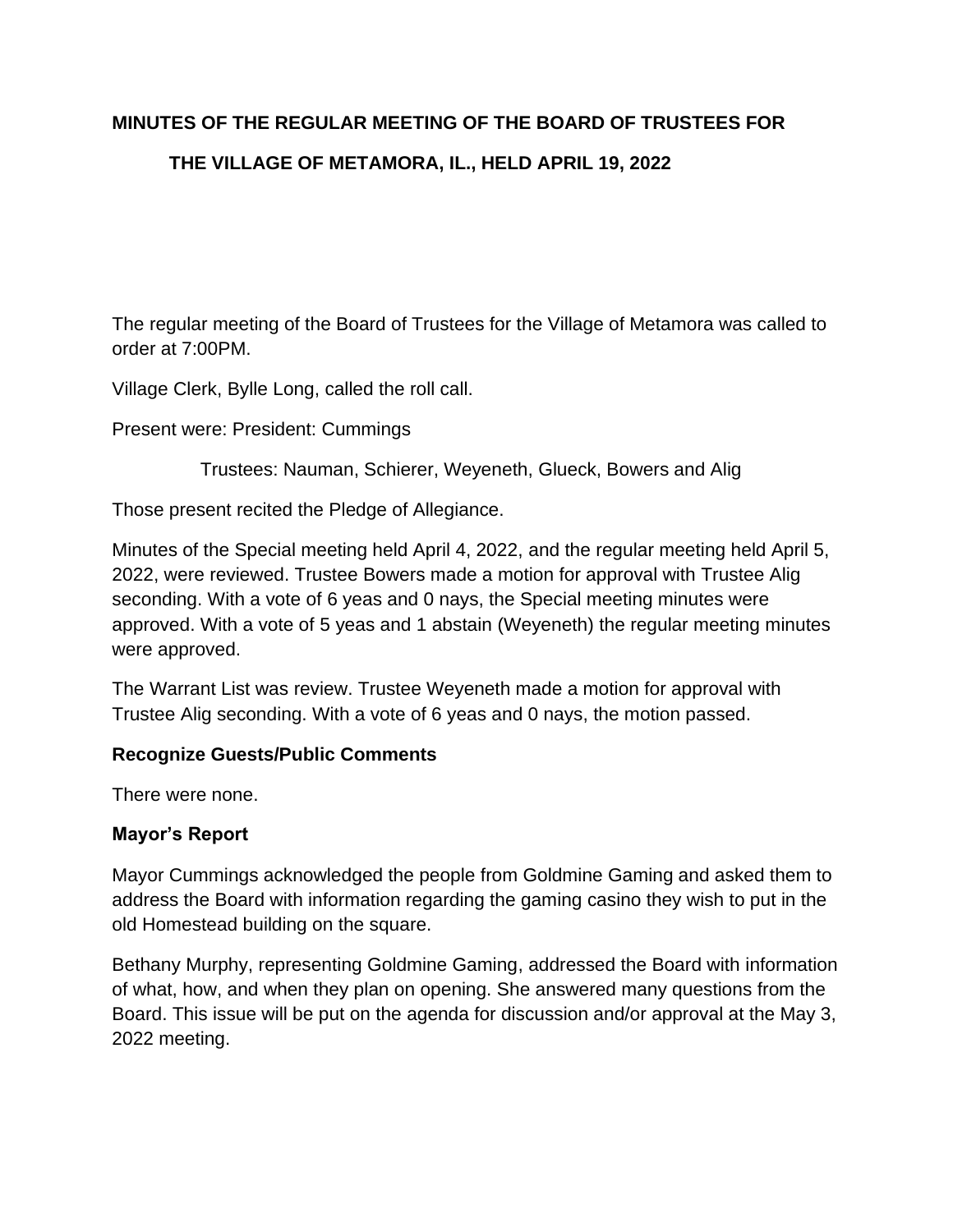# MINUTES OF THE REGULAR MEETING OF THE BOARD OF TRUSTEES FOR THE VILLAGE OF METAMORA, IL., HELD APRIL 19, 2022

The regular meeting of the Board of Trustees for the Village of Metamora was called to order at 7:00PM.

Village Clerk, Bylle Long, called the roll call.

Present were: President: Cummings

Trustees: Nauman, Schierer, Weyeneth, Glueck, Bowers and Alig

Those present recited the Pledge of Allegiance.

Minutes of the Special meeting held April 4, 2022, and the regular meeting held April 5, 2022, were reviewed. Trustee Bowers made a motion for approval with Trustee Alig seconding. With a vote of 6 yeas and 0 nays, the Special meeting minutes were approved. With a vote of 5 yeas and 1 abstain (Weyeneth) the regular meeting minutes were approved.

The Warrant List was review. Trustee Weyeneth made a motion for approval with Trustee Alig seconding. With a vote of 6 yeas and 0 nays, the motion passed.

**Recognize Guests/Public Comments**

There were none.

**Mayor's Report**

Mayor Cummings acknowledged the people from Goldmine Gaming and asked them to address the Board with information regarding the gaming casino they wish to put in the old Homestead building on the square.

Bethany Murphy, representing Goldmine Gaming, addressed the Board with information of what, how, and when they plan on opening. She answered many questions from the Board. This issue will be put on the agenda for discussion and/or approval at the May 3, 2022 meeting.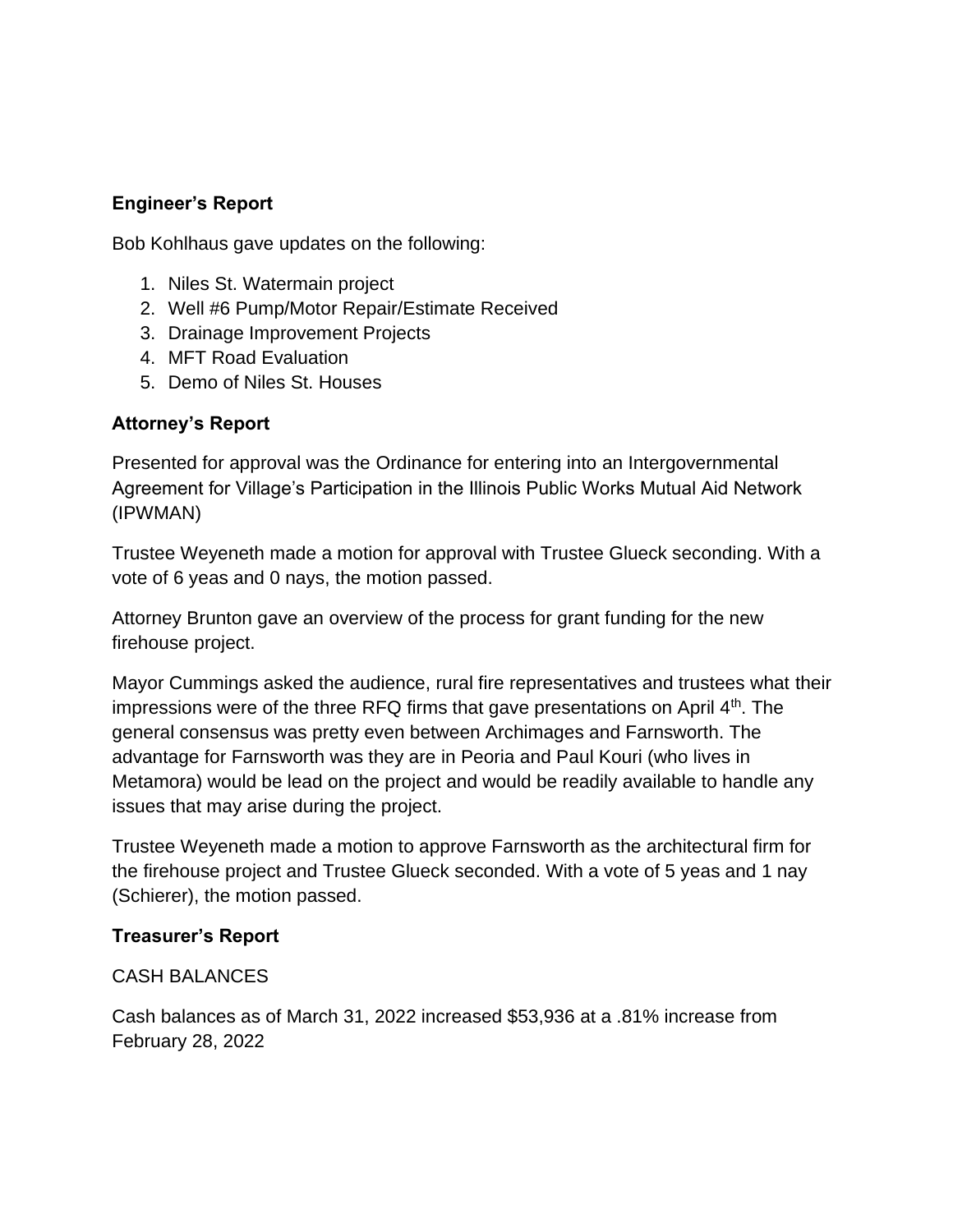**Engineer's Report**

Bob Kohlhaus gave updates on the following:

1. Niles St. Watermain project
2. Well #6 Pump/Motor Repair/Estimate Received
3. Drainage Improvement Projects
4. MFT Road Evaluation
5. Demo of Niles St. Houses

**Attorney's Report**

Presented for approval was the Ordinance for entering into an Intergovernmental Agreement for Village's Participation in the Illinois Public Works Mutual Aid Network (IPWMAN)

Trustee Weyeneth made a motion for approval with Trustee Glueck seconding. With a vote of 6 yeas and 0 nays, the motion passed.

Attorney Brunton gave an overview of the process for grant funding for the new firehouse project.

Mayor Cummings asked the audience, rural fire representatives and trustees what their impressions were of the three RFQ firms that gave presentations on April 4th. The general consensus was pretty even between Archimages and Farnsworth. The advantage for Farnsworth was they are in Peoria and Paul Kouri (who lives in Metamora) would be lead on the project and would be readily available to handle any issues that may arise during the project.

Trustee Weyeneth made a motion to approve Farnsworth as the architectural firm for the firehouse project and Trustee Glueck seconded. With a vote of 5 yeas and 1 nay (Schierer), the motion passed.

**Treasurer's Report**

CASH BALANCES

Cash balances as of March 31, 2022 increased $53,936 at a .81% increase from February 28, 2022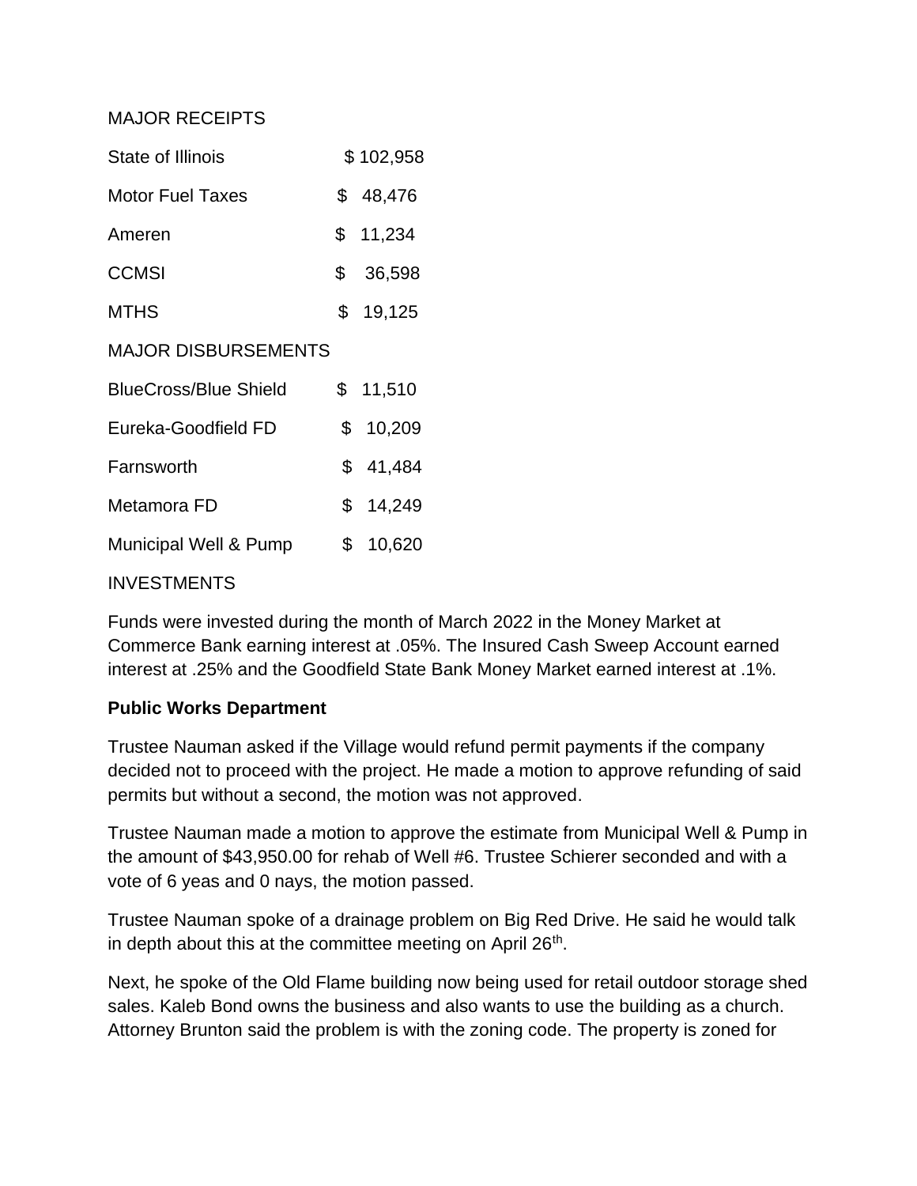MAJOR RECEIPTS

| | |
|---|---|
| State of Illinois | $ 102,958 |
| Motor Fuel Taxes | $ 48,476 |
| Ameren | $ 11,234 |
| CCMSI | $ 36,598 |
| MTHS | $ 19,125 |

MAJOR DISBURSEMENTS

| | |
|---|---|
| BlueCross/Blue Shield | $ 11,510 |
| Eureka-Goodfield FD | $ 10,209 |
| Farnsworth | $ 41,484 |
| Metamora FD | $ 14,249 |
| Municipal Well & Pump | $ 10,620 |

INVESTMENTS

Funds were invested during the month of March 2022 in the Money Market at Commerce Bank earning interest at .05%. The Insured Cash Sweep Account earned interest at .25% and the Goodfield State Bank Money Market earned interest at .1%.

**Public Works Department**

Trustee Nauman asked if the Village would refund permit payments if the company decided not to proceed with the project. He made a motion to approve refunding of said permits but without a second, the motion was not approved.

Trustee Nauman made a motion to approve the estimate from Municipal Well & Pump in the amount of $43,950.00 for rehab of Well #6. Trustee Schierer seconded and with a vote of 6 yeas and 0 nays, the motion passed.

Trustee Nauman spoke of a drainage problem on Big Red Drive. He said he would talk in depth about this at the committee meeting on April 26th.

Next, he spoke of the Old Flame building now being used for retail outdoor storage shed sales. Kaleb Bond owns the business and also wants to use the building as a church. Attorney Brunton said the problem is with the zoning code. The property is zoned for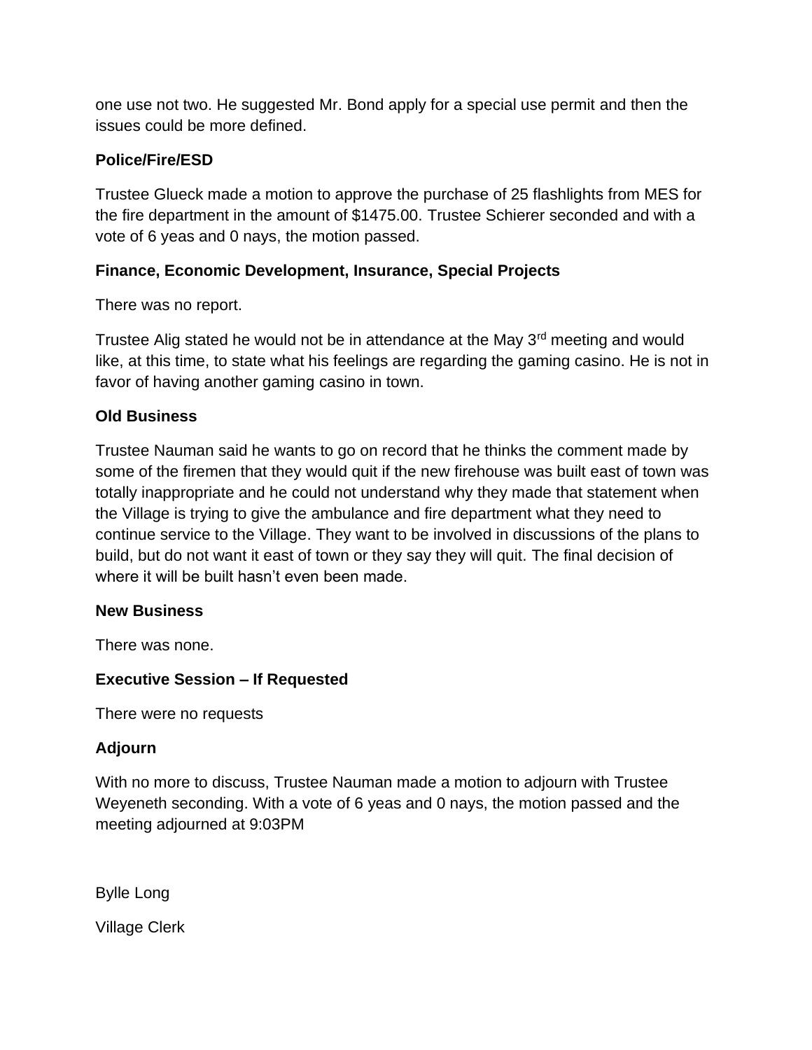one use not two. He suggested Mr. Bond apply for a special use permit and then the issues could be more defined.

**Police/Fire/ESD**

Trustee Glueck made a motion to approve the purchase of 25 flashlights from MES for the fire department in the amount of $1475.00. Trustee Schierer seconded and with a vote of 6 yeas and 0 nays, the motion passed.

**Finance, Economic Development, Insurance, Special Projects**

There was no report.

Trustee Alig stated he would not be in attendance at the May 3rd meeting and would like, at this time, to state what his feelings are regarding the gaming casino. He is not in favor of having another gaming casino in town.

**Old Business**

Trustee Nauman said he wants to go on record that he thinks the comment made by some of the firemen that they would quit if the new firehouse was built east of town was totally inappropriate and he could not understand why they made that statement when the Village is trying to give the ambulance and fire department what they need to continue service to the Village. They want to be involved in discussions of the plans to build, but do not want it east of town or they say they will quit. The final decision of where it will be built hasn't even been made.

**New Business**

There was none.

**Executive Session – If Requested**

There were no requests

**Adjourn**

With no more to discuss, Trustee Nauman made a motion to adjourn with Trustee Weyeneth seconding. With a vote of 6 yeas and 0 nays, the motion passed and the meeting adjourned at 9:03PM

Bylle Long

Village Clerk